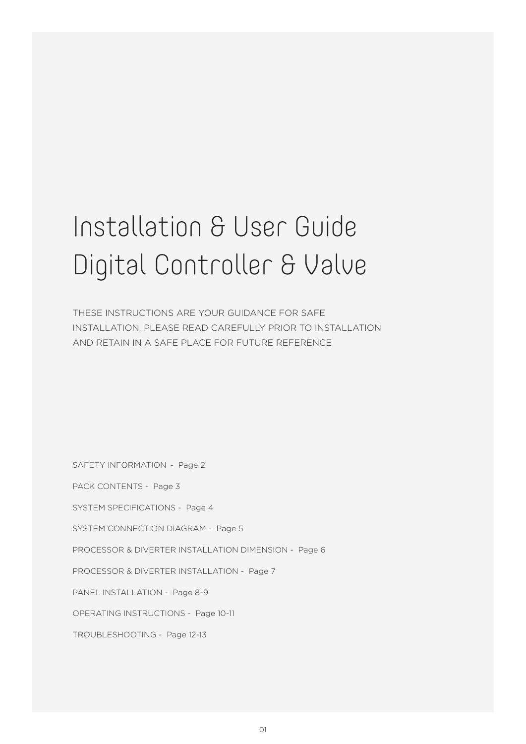# Installation & User Guide
# Digital Controller & Valve

THESE INSTRUCTIONS ARE YOUR GUIDANCE FOR SAFE INSTALLATION, PLEASE READ CAREFULLY PRIOR TO INSTALLATION AND RETAIN IN A SAFE PLACE FOR FUTURE REFERENCE

SAFETY INFORMATION - Page 2

PACK CONTENTS - Page 3

SYSTEM SPECIFICATIONS - Page 4

SYSTEM CONNECTION DIAGRAM - Page 5

PROCESSOR & DIVERTER INSTALLATION DIMENSION - Page 6

PROCESSOR & DIVERTER INSTALLATION - Page 7

PANEL INSTALLATION - Page 8-9

OPERATING INSTRUCTIONS - Page 10-11

TROUBLESHOOTING - Page 12-13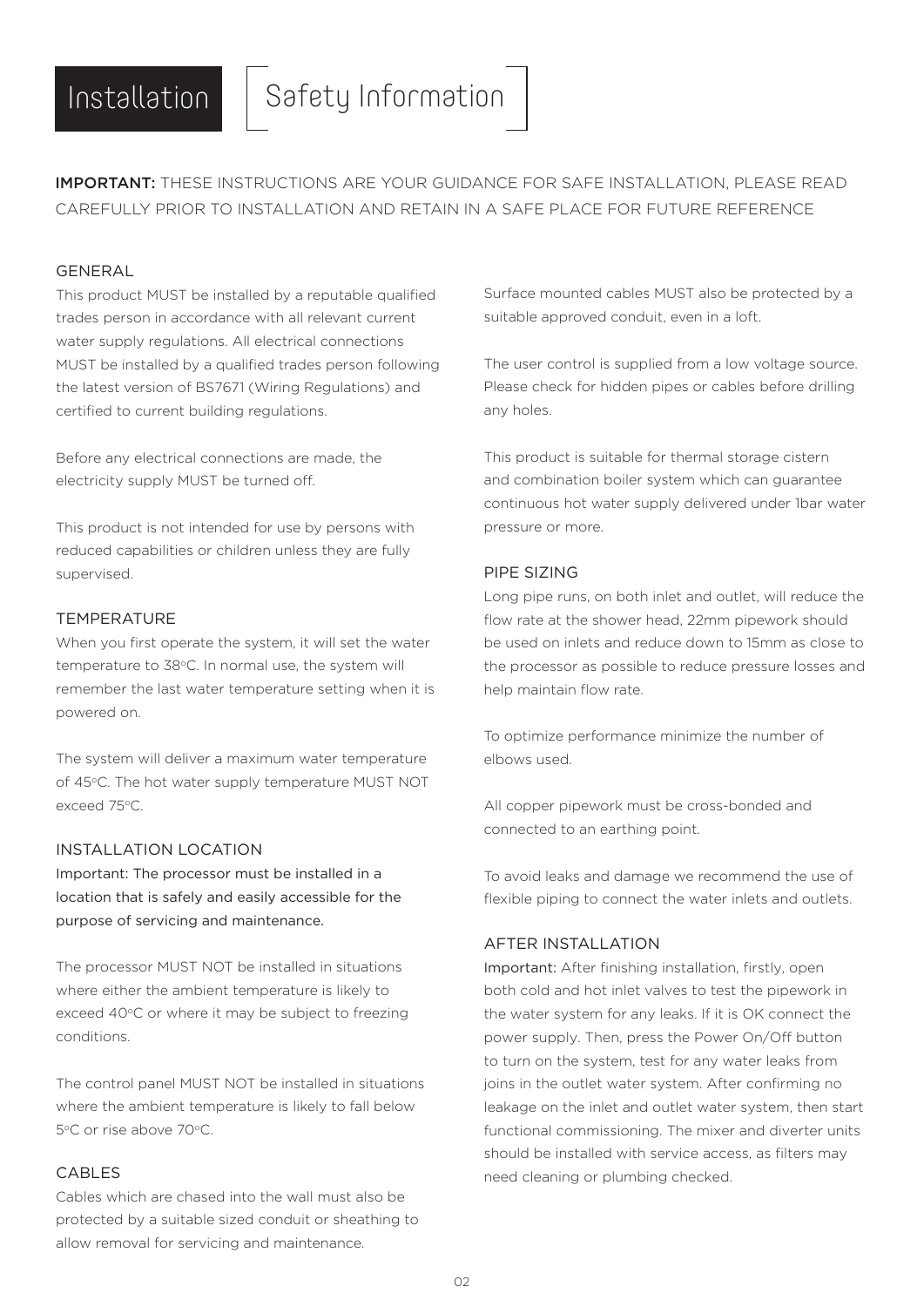# Installation

## Safety Information

**IMPORTANT:** THESE INSTRUCTIONS ARE YOUR GUIDANCE FOR SAFE INSTALLATION, PLEASE READ CAREFULLY PRIOR TO INSTALLATION AND RETAIN IN A SAFE PLACE FOR FUTURE REFERENCE

### GENERAL

This product MUST be installed by a reputable qualified trades person in accordance with all relevant current water supply regulations. All electrical connections MUST be installed by a qualified trades person following the latest version of BS7671 (Wiring Regulations) and certified to current building regulations.

Before any electrical connections are made, the electricity supply MUST be turned off.

This product is not intended for use by persons with reduced capabilities or children unless they are fully supervised.

### TEMPERATURE

When you first operate the system, it will set the water temperature to 38°C. In normal use, the system will remember the last water temperature setting when it is powered on.

The system will deliver a maximum water temperature of 45°C. The hot water supply temperature MUST NOT exceed 75°C.

### INSTALLATION LOCATION

Important: The processor must be installed in a location that is safely and easily accessible for the purpose of servicing and maintenance.

The processor MUST NOT be installed in situations where either the ambient temperature is likely to exceed 40°C or where it may be subject to freezing conditions.

The control panel MUST NOT be installed in situations where the ambient temperature is likely to fall below 5°C or rise above 70°C.

### CABLES

Cables which are chased into the wall must also be protected by a suitable sized conduit or sheathing to allow removal for servicing and maintenance.

Surface mounted cables MUST also be protected by a suitable approved conduit, even in a loft.

The user control is supplied from a low voltage source. Please check for hidden pipes or cables before drilling any holes.

This product is suitable for thermal storage cistern and combination boiler system which can guarantee continuous hot water supply delivered under 1bar water pressure or more.

### PIPE SIZING

Long pipe runs, on both inlet and outlet, will reduce the flow rate at the shower head, 22mm pipework should be used on inlets and reduce down to 15mm as close to the processor as possible to reduce pressure losses and help maintain flow rate.

To optimize performance minimize the number of elbows used.

All copper pipework must be cross-bonded and connected to an earthing point.

To avoid leaks and damage we recommend the use of flexible piping to connect the water inlets and outlets.

### AFTER INSTALLATION

Important: After finishing installation, firstly, open both cold and hot inlet valves to test the pipework in the water system for any leaks. If it is OK connect the power supply. Then, press the Power On/Off button to turn on the system, test for any water leaks from joins in the outlet water system. After confirming no leakage on the inlet and outlet water system, then start functional commissioning. The mixer and diverter units should be installed with service access, as filters may need cleaning or plumbing checked.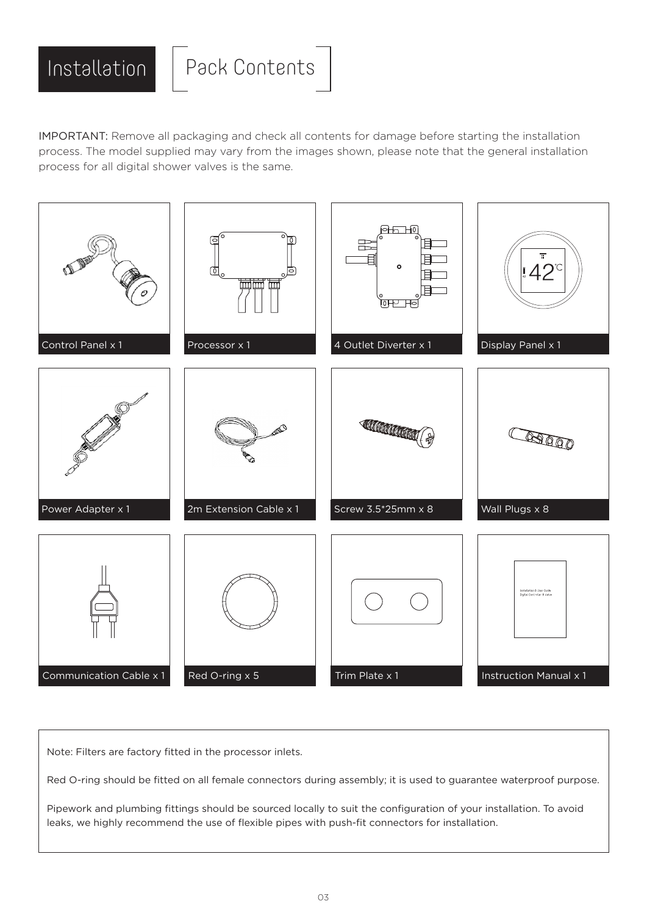# Installation

## Pack Contents

**IMPORTANT:** Remove all packaging and check all contents for damage before starting the installation process. The model supplied may vary from the images shown, please note that the general installation process for all digital shower valves is the same.

- Control Panel x 1
- Processor x 1
- 4 Outlet Diverter x 1
- Display Panel x 1
- Power Adapter x 1
- 2m Extension Cable x 1
- Screw 3.5*25mm x 8
- Wall Plugs x 8
- Communication Cable x 1
- Red O-ring x 5
- Trim Plate x 1
- Instruction Manual x 1

Note: Filters are factory fitted in the processor inlets.

Red O-ring should be fitted on all female connectors during assembly; it is used to guarantee waterproof purpose.

Pipework and plumbing fittings should be sourced locally to suit the configuration of your installation. To avoid leaks, we highly recommend the use of flexible pipes with push-fit connectors for installation.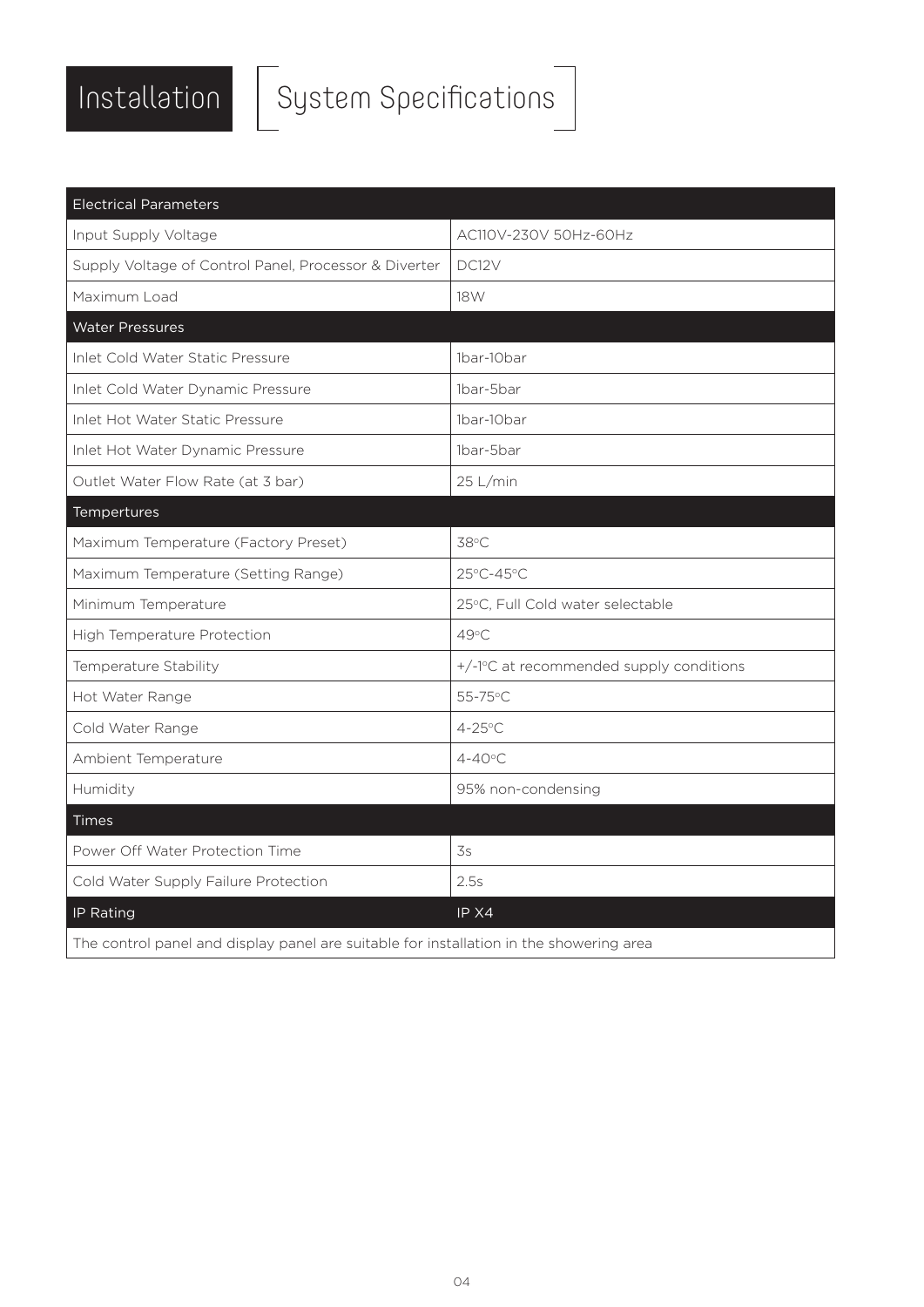# Installation

## System Specifications

| Electrical Parameters | |
|---|---|
| Input Supply Voltage | AC110V-230V 50Hz-60Hz |
| Supply Voltage of Control Panel, Processor & Diverter | DC12V |
| Maximum Load | 18W |
| **Water Pressures** | |
| Inlet Cold Water Static Pressure | 1bar-10bar |
| Inlet Cold Water Dynamic Pressure | 1bar-5bar |
| Inlet Hot Water Static Pressure | 1bar-10bar |
| Inlet Hot Water Dynamic Pressure | 1bar-5bar |
| Outlet Water Flow Rate (at 3 bar) | 25 L/min |
| **Tempertures** | |
| Maximum Temperature (Factory Preset) | 38°C |
| Maximum Temperature (Setting Range) | 25°C-45°C |
| Minimum Temperature | 25°C, Full Cold water selectable |
| High Temperature Protection | 49°C |
| Temperature Stability | +/-1°C at recommended supply conditions |
| Hot Water Range | 55-75°C |
| Cold Water Range | 4-25°C |
| Ambient Temperature | 4-40°C |
| Humidity | 95% non-condensing |
| **Times** | |
| Power Off Water Protection Time | 3s |
| Cold Water Supply Failure Protection | 2.5s |
| **IP Rating** | **IP X4** |
| The control panel and display panel are suitable for installation in the showering area | |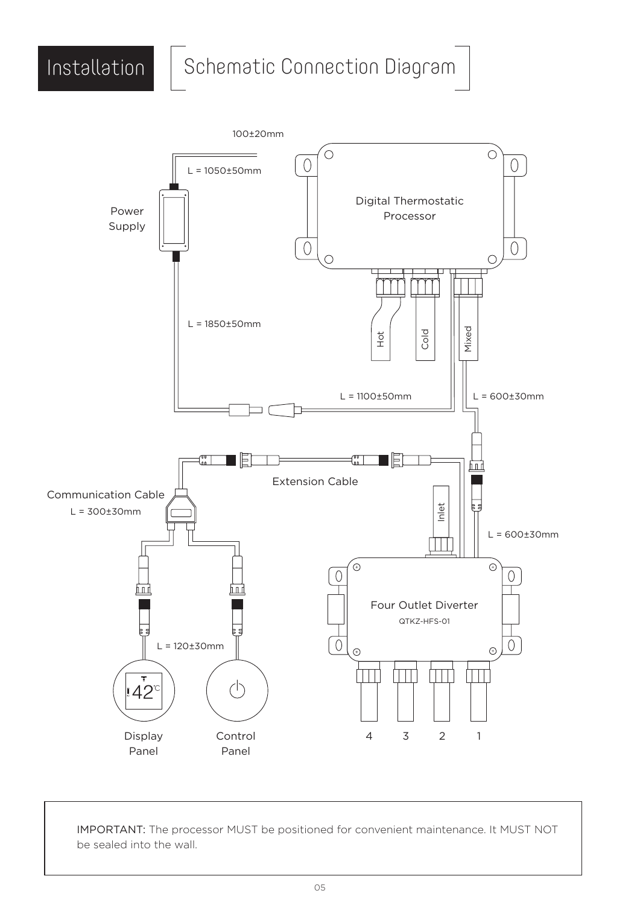# Installation

## Schematic Connection Diagram

100±20mm

L = 1050±50mm

Power Supply

Digital Thermostatic Processor

Hot

Cold

Mixed

L = 1850±50mm

L = 1100±50mm

L = 600±30mm

Extension Cable

Communication Cable

L = 300±30mm

Inlet

L = 600±30mm

Four Outlet Diverter

QTKZ-HFS-01

L = 120±30mm

42℃

Display Panel

Control Panel

4 3 2 1

IMPORTANT: The processor MUST be positioned for convenient maintenance. It MUST NOT be sealed into the wall.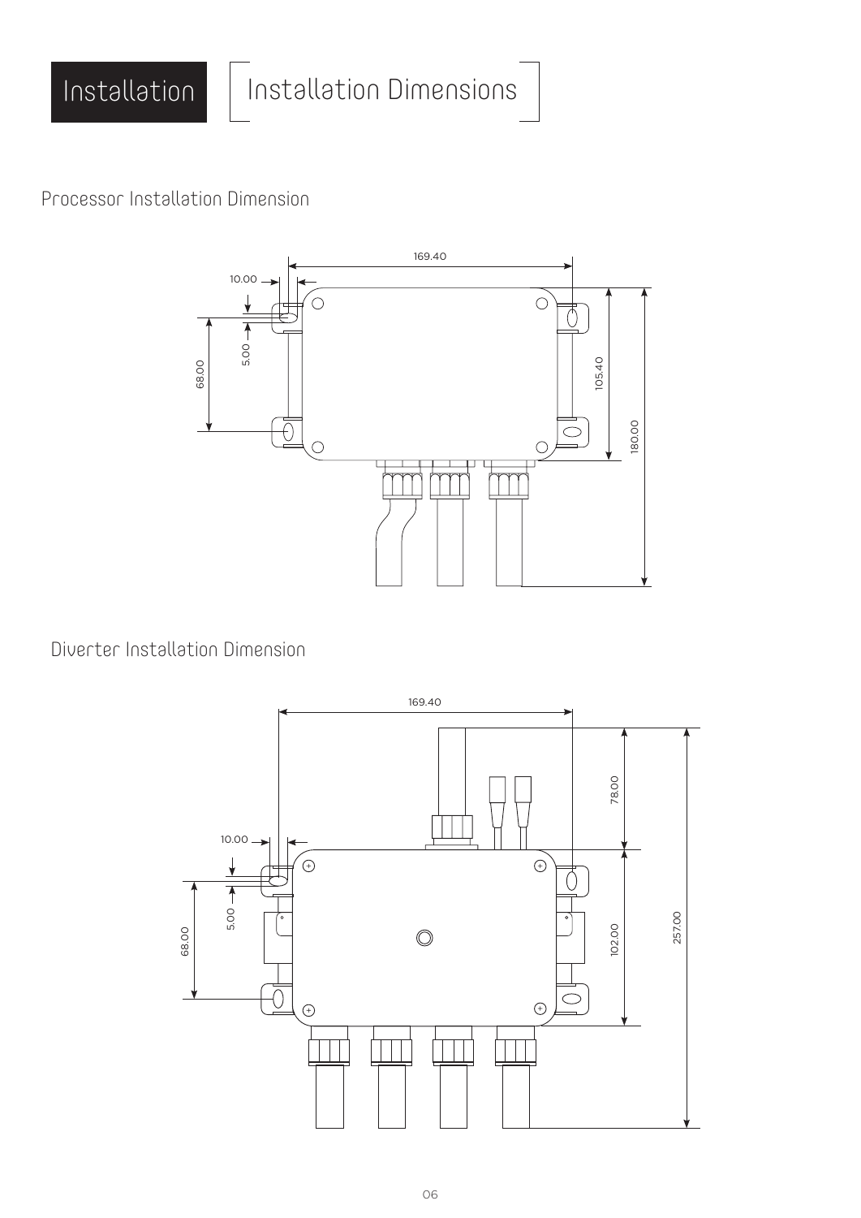# Installation

## Installation Dimensions

### Processor Installation Dimension

169.40

10.00

5.00

68.00

105.40

180.00

### Diverter Installation Dimension

169.40

10.00

5.00

68.00

78.00

102.00

257.00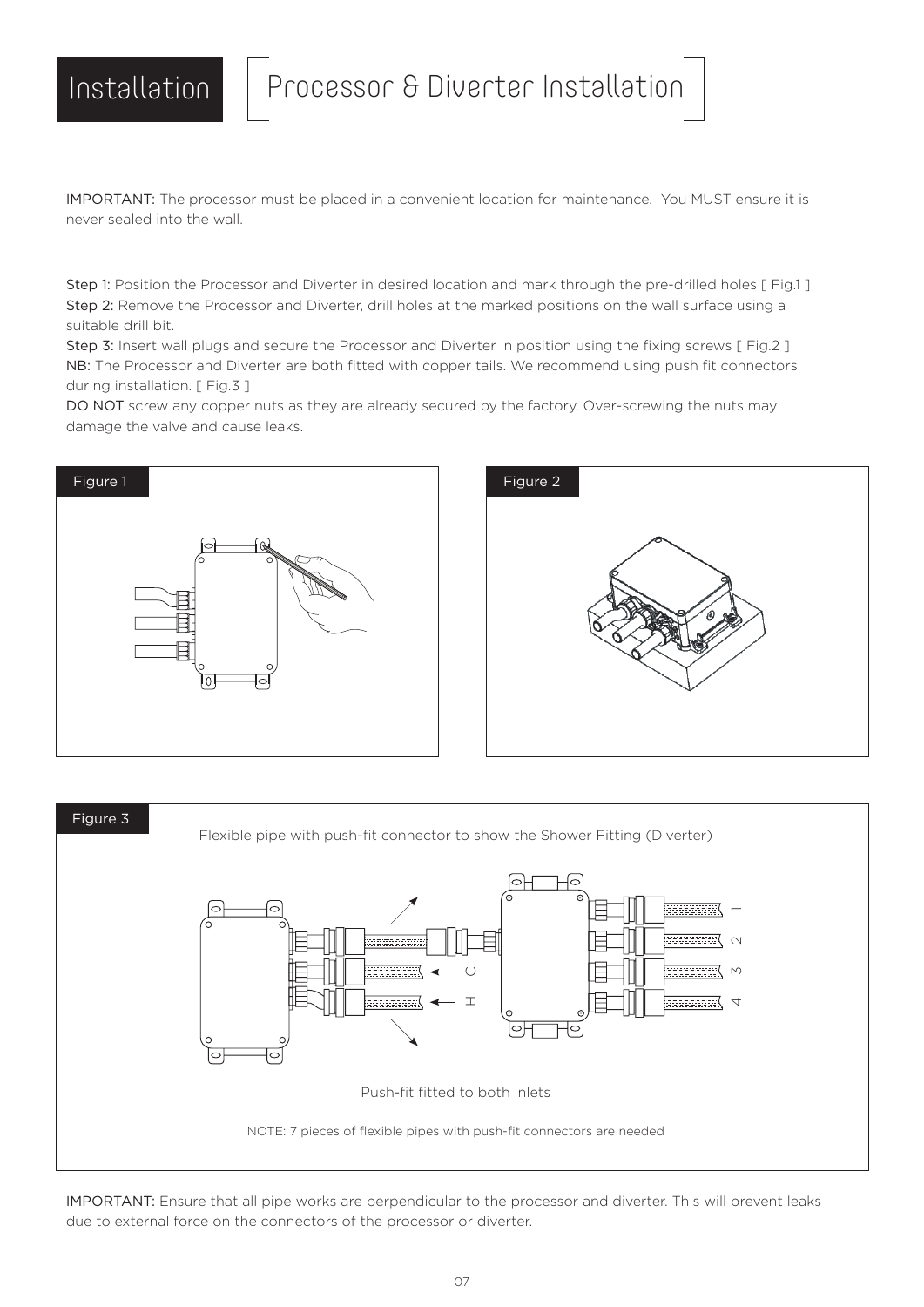# Installation

## Processor & Diverter Installation

IMPORTANT: The processor must be placed in a convenient location for maintenance. You MUST ensure it is never sealed into the wall.

Step 1: Position the Processor and Diverter in desired location and mark through the pre-drilled holes [ Fig.1 ]
Step 2: Remove the Processor and Diverter, drill holes at the marked positions on the wall surface using a suitable drill bit.
Step 3: Insert wall plugs and secure the Processor and Diverter in position using the fixing screws [ Fig.2 ]
NB: The Processor and Diverter are both fitted with copper tails. We recommend using push fit connectors during installation. [ Fig.3 ]
DO NOT screw any copper nuts as they are already secured by the factory. Over-screwing the nuts may damage the valve and cause leaks.

Figure 1

Figure 2

Figure 3

Flexible pipe with push-fit connector to show the Shower Fitting (Diverter)

C

H

1

2

3

4

Push-fit fitted to both inlets

NOTE: 7 pieces of flexible pipes with push-fit connectors are needed

IMPORTANT: Ensure that all pipe works are perpendicular to the processor and diverter. This will prevent leaks due to external force on the connectors of the processor or diverter.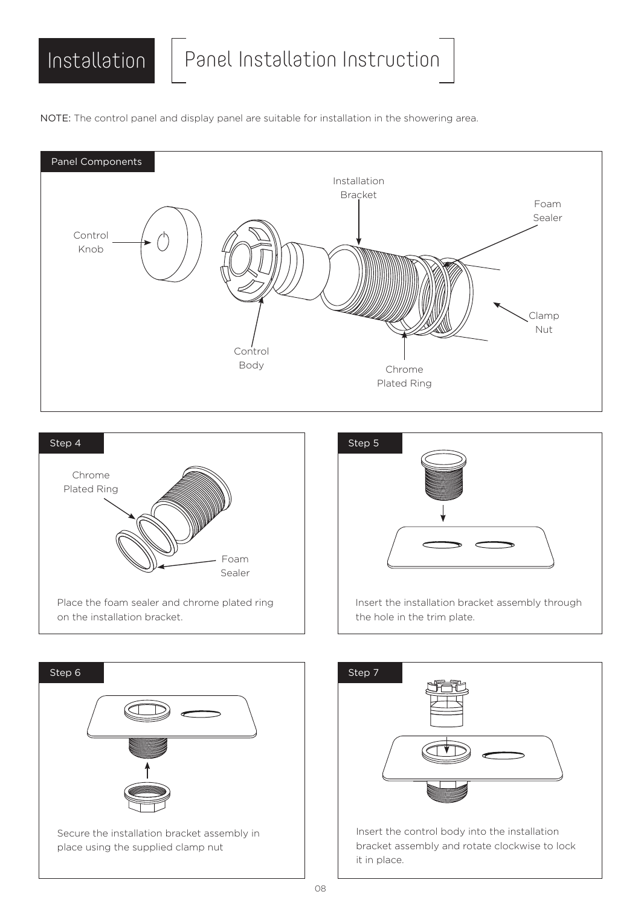# Installation

## Panel Installation Instruction

NOTE: The control panel and display panel are suitable for installation in the showering area.

### Panel Components

Control Knob

Control Body

Installation Bracket

Foam Sealer

Chrome Plated Ring

Clamp Nut

### Step 4

Chrome Plated Ring

Foam Sealer

Place the foam sealer and chrome plated ring on the installation bracket.

### Step 5

Insert the installation bracket assembly through the hole in the trim plate.

### Step 6

Secure the installation bracket assembly in place using the supplied clamp nut

### Step 7

Insert the control body into the installation bracket assembly and rotate clockwise to lock it in place.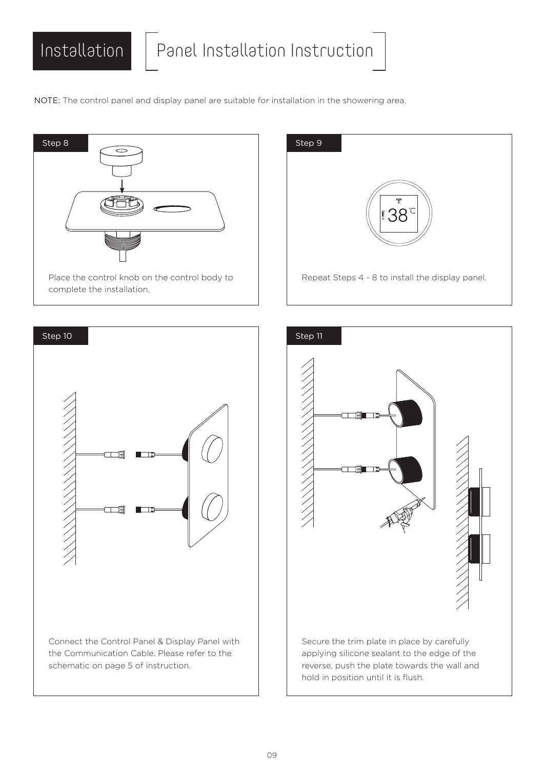# Installation

## Panel Installation Instruction

NOTE: The control panel and display panel are suitable for installation in the showering area.

### Step 8

Place the control knob on the control body to complete the installation.

### Step 9

Repeat Steps 4 - 8 to install the display panel.

### Step 10

Connect the Control Panel & Display Panel with the Communication Cable. Please refer to the schematic on page 5 of instruction.

### Step 11

Secure the trim plate in place by carefully applying silicone sealant to the edge of the reverse, push the plate towards the wall and hold in position until it is flush.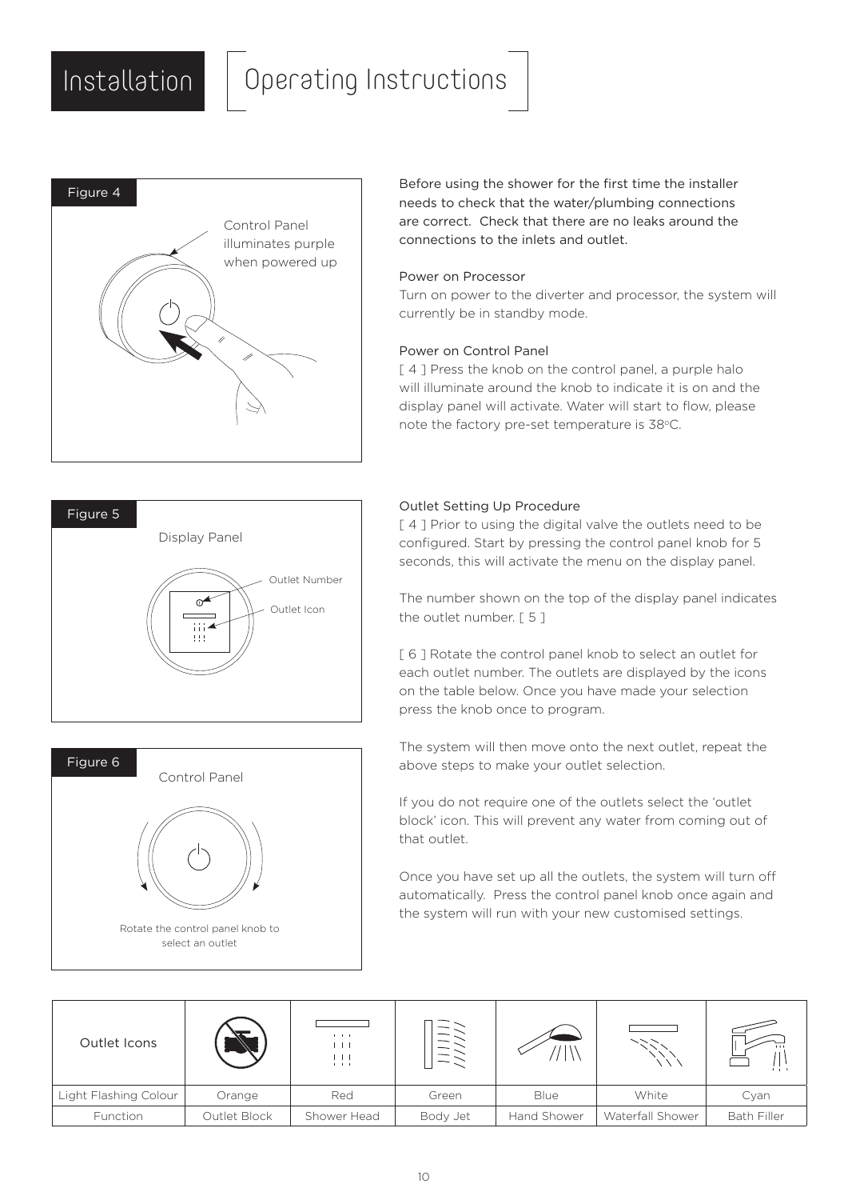# Installation

## Operating Instructions

Figure 4

Control Panel illuminates purple when powered up

Before using the shower for the first time the installer needs to check that the water/plumbing connections are correct. Check that there are no leaks around the connections to the inlets and outlet.

### Power on Processor

Turn on power to the diverter and processor, the system will currently be in standby mode.

### Power on Control Panel

[ 4 ] Press the knob on the control panel, a purple halo will illuminate around the knob to indicate it is on and the display panel will activate. Water will start to flow, please note the factory pre-set temperature is 38°C.

Figure 5

Display Panel

Outlet Number

Outlet Icon

Figure 6

Control Panel

Rotate the control panel knob to select an outlet

### Outlet Setting Up Procedure

[ 4 ] Prior to using the digital valve the outlets need to be configured. Start by pressing the control panel knob for 5 seconds, this will activate the menu on the display panel.

The number shown on the top of the display panel indicates the outlet number. [ 5 ]

[ 6 ] Rotate the control panel knob to select an outlet for each outlet number. The outlets are displayed by the icons on the table below. Once you have made your selection press the knob once to program.

The system will then move onto the next outlet, repeat the above steps to make your outlet selection.

If you do not require one of the outlets select the 'outlet block' icon. This will prevent any water from coming out of that outlet.

Once you have set up all the outlets, the system will turn off automatically. Press the control panel knob once again and the system will run with your new customised settings.

| Outlet Icons | | | | | | |
|---|---|---|---|---|---|---|
| Light Flashing Colour | Orange | Red | Green | Blue | White | Cyan |
| Function | Outlet Block | Shower Head | Body Jet | Hand Shower | Waterfall Shower | Bath Filler |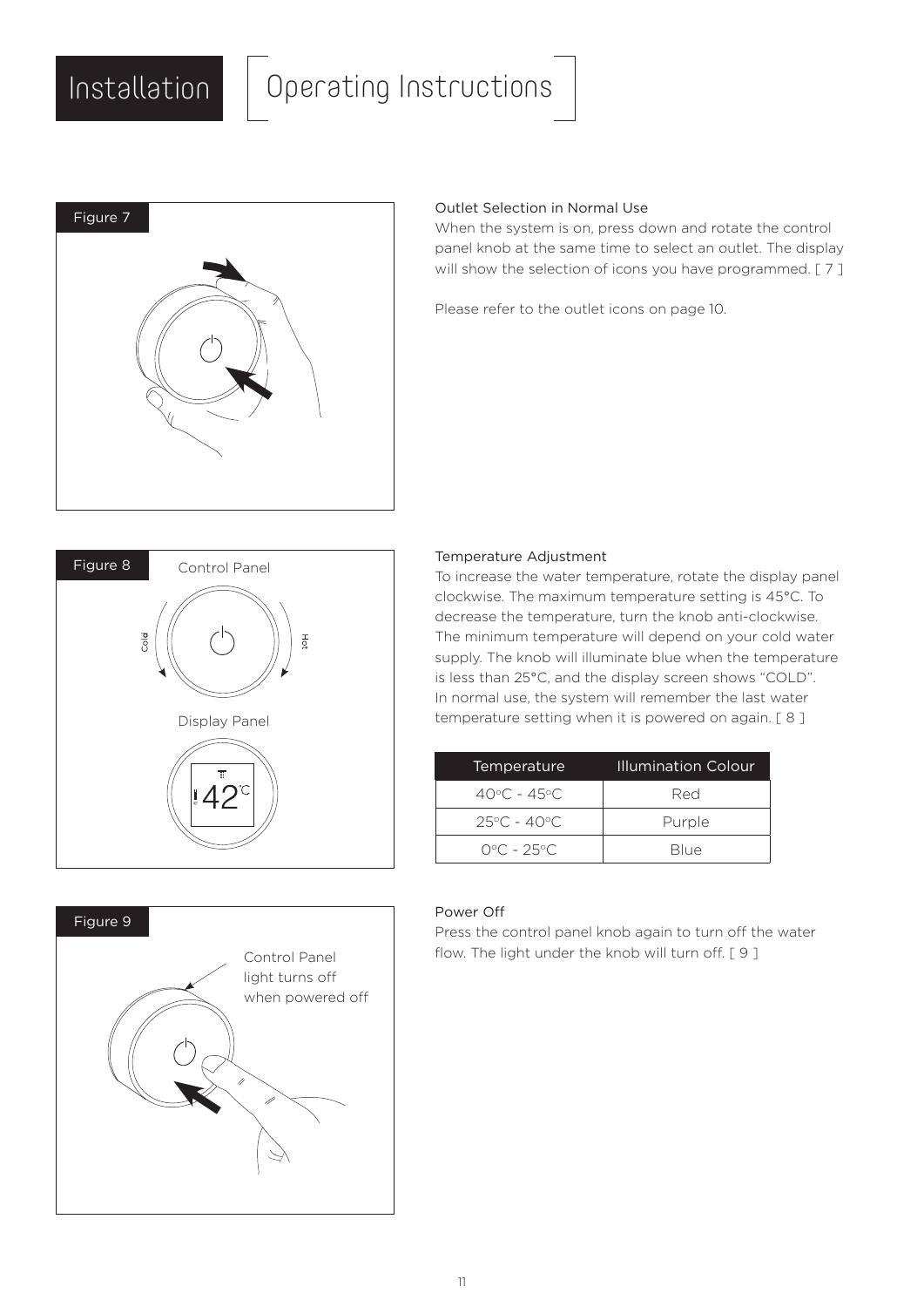# Installation

## Operating Instructions

Figure 7

### Outlet Selection in Normal Use

When the system is on, press down and rotate the control panel knob at the same time to select an outlet. The display will show the selection of icons you have programmed. [ 7 ]

Please refer to the outlet icons on page 10.

Figure 8

Control Panel

Cold

Hot

Display Panel

### Temperature Adjustment

To increase the water temperature, rotate the display panel clockwise. The maximum temperature setting is 45°C. To decrease the temperature, turn the knob anti-clockwise. The minimum temperature will depend on your cold water supply. The knob will illuminate blue when the temperature is less than 25°C, and the display screen shows "COLD". In normal use, the system will remember the last water temperature setting when it is powered on again. [ 8 ]

| Temperature | Illumination Colour |
| --- | --- |
| 40°C - 45°C | Red |
| 25°C - 40°C | Purple |
| 0°C - 25°C | Blue |

Figure 9

Control Panel light turns off when powered off

### Power Off

Press the control panel knob again to turn off the water flow. The light under the knob will turn off. [ 9 ]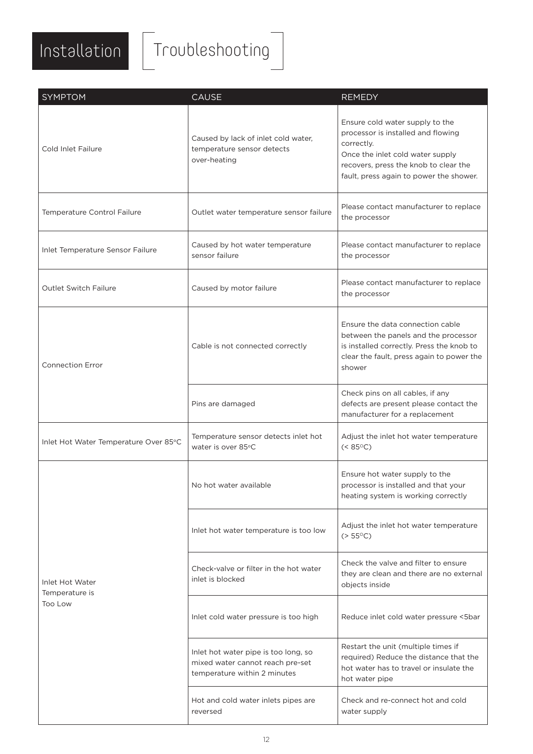# Installation

## Troubleshooting

| SYMPTOM | CAUSE | REMEDY |
| --- | --- | --- |
| Cold Inlet Failure | Caused by lack of inlet cold water, temperature sensor detects over-heating | Ensure cold water supply to the processor is installed and flowing correctly. Once the inlet cold water supply recovers, press the knob to clear the fault, press again to power the shower. |
| Temperature Control Failure | Outlet water temperature sensor failure | Please contact manufacturer to replace the processor |
| Inlet Temperature Sensor Failure | Caused by hot water temperature sensor failure | Please contact manufacturer to replace the processor |
| Outlet Switch Failure | Caused by motor failure | Please contact manufacturer to replace the processor |
| Connection Error | Cable is not connected correctly | Ensure the data connection cable between the panels and the processor is installed correctly. Press the knob to clear the fault, press again to power the shower |
| | Pins are damaged | Check pins on all cables, if any defects are present please contact the manufacturer for a replacement |
| Inlet Hot Water Temperature Over 85ºC | Temperature sensor detects inlet hot water is over 85ºC | Adjust the inlet hot water temperature (< 85ºC) |
| Inlet Hot Water Temperature is Too Low | No hot water available | Ensure hot water supply to the processor is installed and that your heating system is working correctly |
| | Inlet hot water temperature is too low | Adjust the inlet hot water temperature (> 55ºC) |
| | Check-valve or filter in the hot water inlet is blocked | Check the valve and filter to ensure they are clean and there are no external objects inside |
| | Inlet cold water pressure is too high | Reduce inlet cold water pressure <5bar |
| | Inlet hot water pipe is too long, so mixed water cannot reach pre-set temperature within 2 minutes | Restart the unit (multiple times if required) Reduce the distance that the hot water has to travel or insulate the hot water pipe |
| | Hot and cold water inlets pipes are reversed | Check and re-connect hot and cold water supply |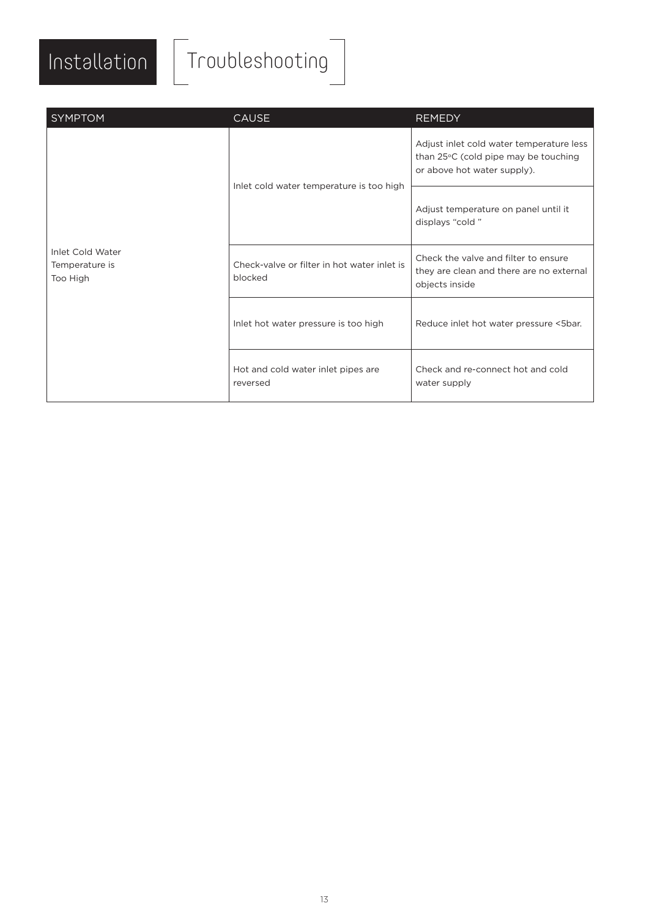# Installation

## Troubleshooting

| SYMPTOM | CAUSE | REMEDY |
| --- | --- | --- |
| Inlet Cold Water Temperature is Too High | Inlet cold water temperature is too high | Adjust inlet cold water temperature less than 25°C (cold pipe may be touching or above hot water supply). |
| | | Adjust temperature on panel until it displays “cold ” |
| | Check-valve or filter in hot water inlet is blocked | Check the valve and filter to ensure they are clean and there are no external objects inside |
| | Inlet hot water pressure is too high | Reduce inlet hot water pressure <5bar. |
| | Hot and cold water inlet pipes are reversed | Check and re-connect hot and cold water supply |